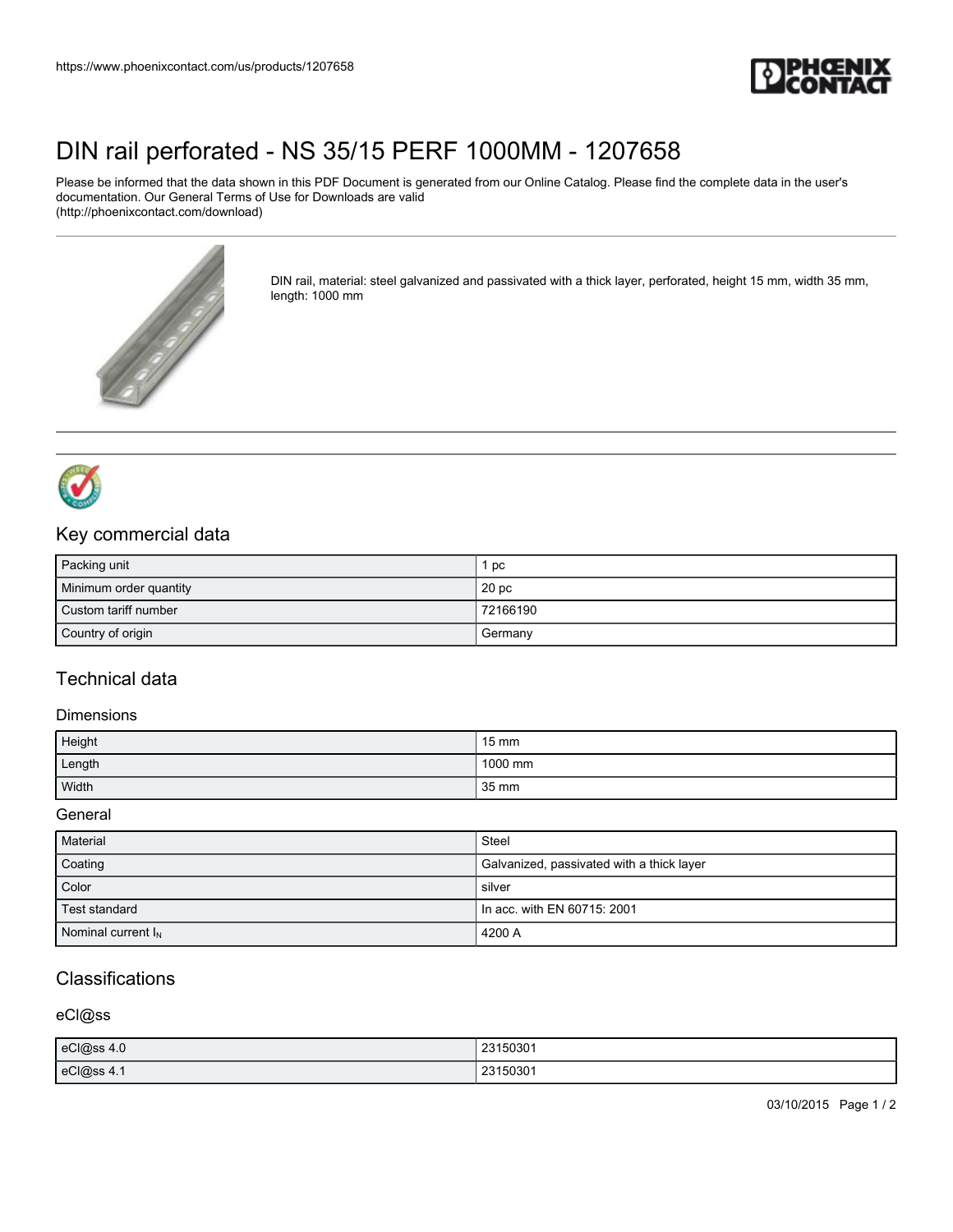https://www.phoenixcontact.com/us/products/1207658

# DIN rail perforated - NS 35/15 PERF 1000MM - 1207658

Please be informed that the data shown in this PDF Document is generated from our Online Catalog. Please find the complete data in the user's documentation. Our General Terms of Use for Downloads are valid (http://phoenixcontact.com/download)

DIN rail, material: steel galvanized and passivated with a thick layer, perforated, height 15 mm, width 35 mm, length: 1000 mm

## Key commercial data

| | |
|---|---|
| Packing unit | 1 pc |
| Minimum order quantity | 20 pc |
| Custom tariff number | 72166190 |
| Country of origin | Germany |

## Technical data

### Dimensions

| | |
|---|---|
| Height | 15 mm |
| Length | 1000 mm |
| Width | 35 mm |

### General

| | |
|---|---|
| Material | Steel |
| Coating | Galvanized, passivated with a thick layer |
| Color | silver |
| Test standard | In acc. with EN 60715: 2001 |
| Nominal current $I_N$ | 4200 A |

## Classifications

### eCl@ss

| | |
|---|---|
| eCl@ss 4.0 | 23150301 |
| eCl@ss 4.1 | 23150301 |

03/10/2015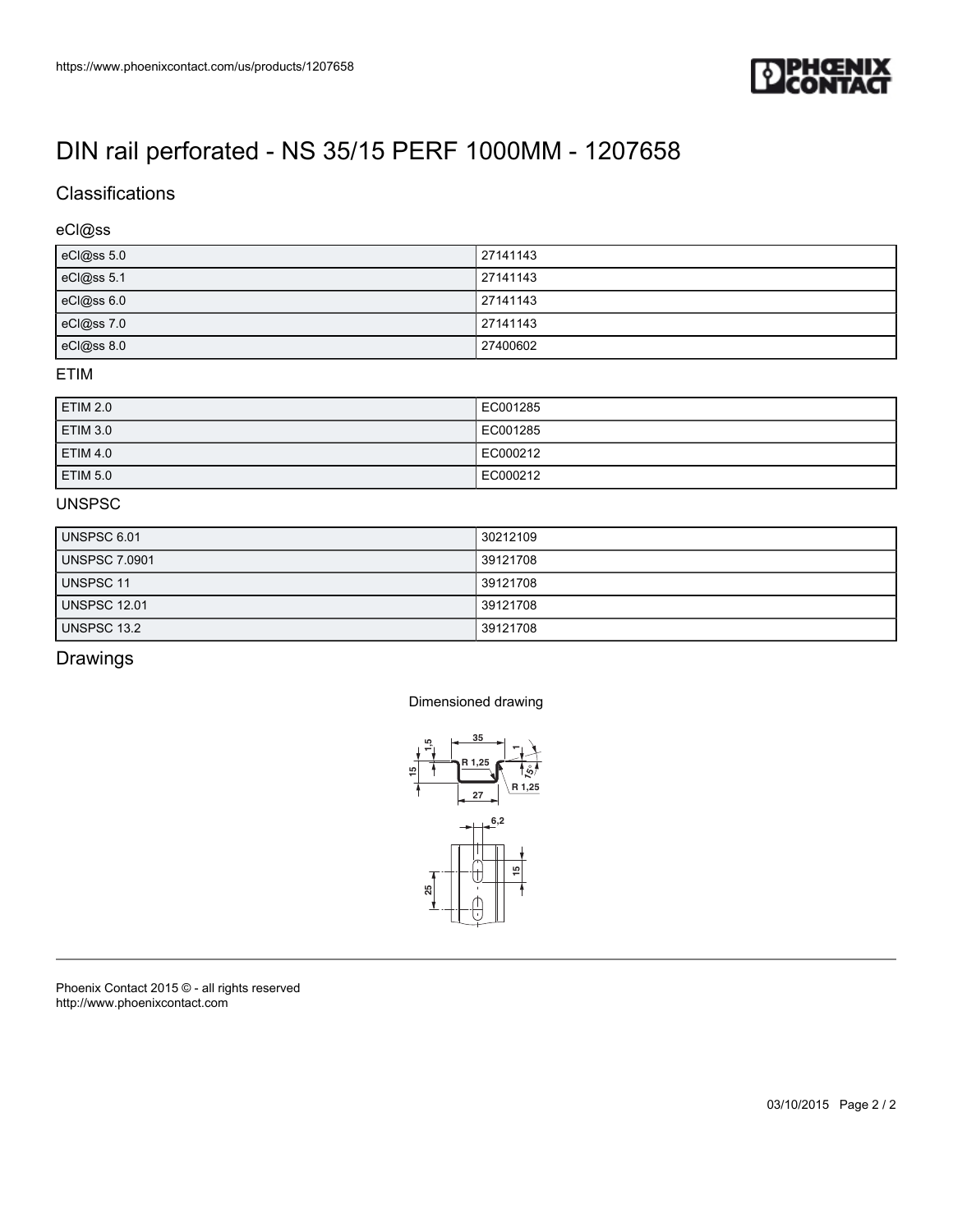# DIN rail perforated - NS 35/15 PERF 1000MM - 1207658

## Classifications

### eCl@ss

| | |
|---|---|
| eCl@ss 5.0 | 27141143 |
| eCl@ss 5.1 | 27141143 |
| eCl@ss 6.0 | 27141143 |
| eCl@ss 7.0 | 27141143 |
| eCl@ss 8.0 | 27400602 |

### ETIM

| | |
|---|---|
| ETIM 2.0 | EC001285 |
| ETIM 3.0 | EC001285 |
| ETIM 4.0 | EC000212 |
| ETIM 5.0 | EC000212 |

### UNSPSC

| | |
|---|---|
| UNSPSC 6.01 | 30212109 |
| UNSPSC 7.0901 | 39121708 |
| UNSPSC 11 | 39121708 |
| UNSPSC 12.01 | 39121708 |
| UNSPSC 13.2 | 39121708 |

## Drawings

Dimensioned drawing

35
1,5
15
R 1,25
1
15°
R 1,25
27
6,2
15
25

Phoenix Contact 2015 © - all rights reserved
http://www.phoenixcontact.com